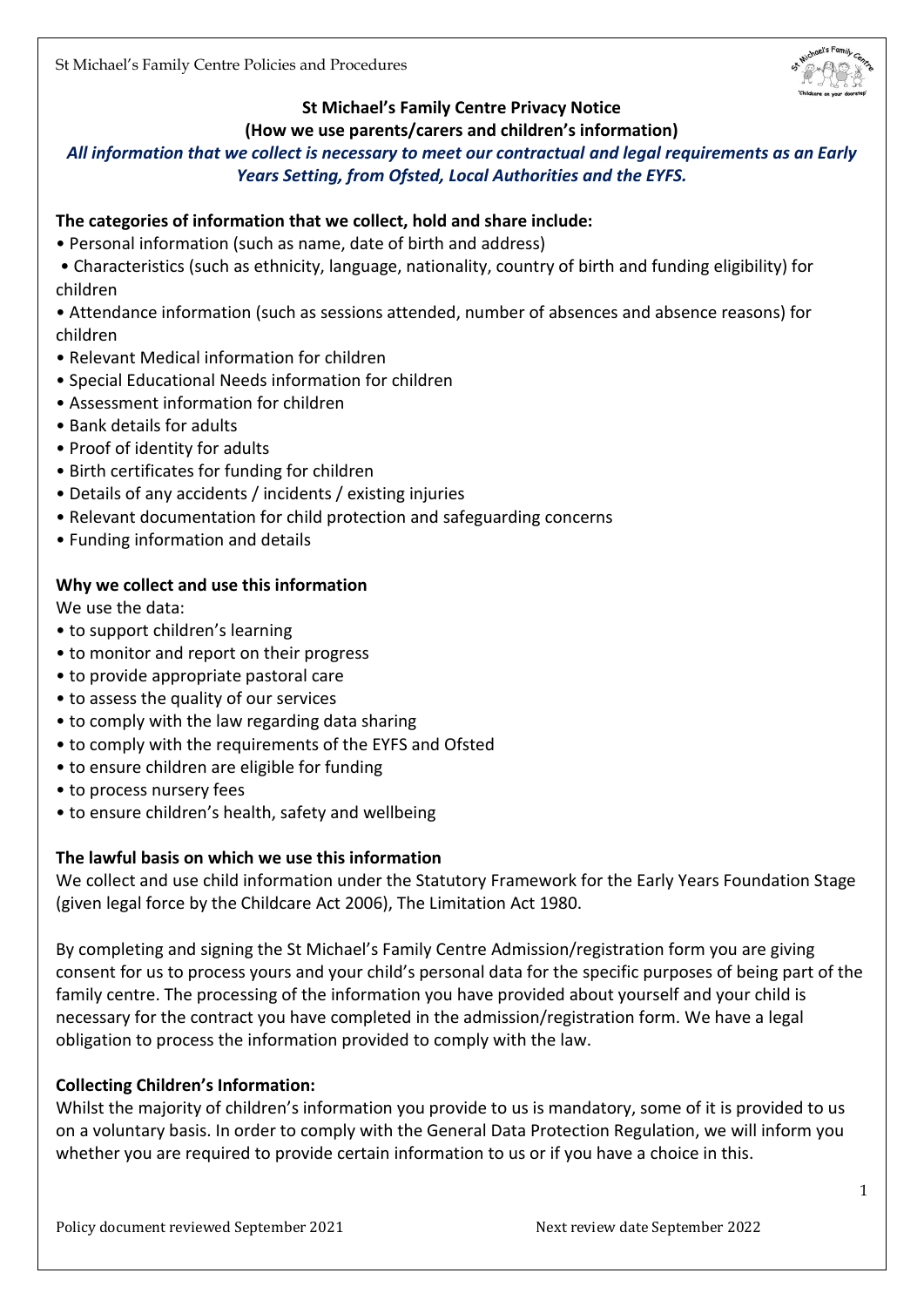# St Michael's Family Centre Privacy Notice

## (How we use parents/carers and children's information)

***All information that we collect is necessary to meet our contractual and legal requirements as an Early Years Setting, from Ofsted, Local Authorities and the EYFS.***

**The categories of information that we collect, hold and share include:**

- Personal information (such as name, date of birth and address)
- Characteristics (such as ethnicity, language, nationality, country of birth and funding eligibility) for children
- Attendance information (such as sessions attended, number of absences and absence reasons) for children
- Relevant Medical information for children
- Special Educational Needs information for children
- Assessment information for children
- Bank details for adults
- Proof of identity for adults
- Birth certificates for funding for children
- Details of any accidents / incidents / existing injuries
- Relevant documentation for child protection and safeguarding concerns
- Funding information and details

**Why we collect and use this information**

We use the data:

- to support children's learning
- to monitor and report on their progress
- to provide appropriate pastoral care
- to assess the quality of our services
- to comply with the law regarding data sharing
- to comply with the requirements of the EYFS and Ofsted
- to ensure children are eligible for funding
- to process nursery fees
- to ensure children's health, safety and wellbeing

**The lawful basis on which we use this information**

We collect and use child information under the Statutory Framework for the Early Years Foundation Stage (given legal force by the Childcare Act 2006), The Limitation Act 1980.

By completing and signing the St Michael's Family Centre Admission/registration form you are giving consent for us to process yours and your child's personal data for the specific purposes of being part of the family centre. The processing of the information you have provided about yourself and your child is necessary for the contract you have completed in the admission/registration form. We have a legal obligation to process the information provided to comply with the law.

**Collecting Children's Information:**

Whilst the majority of children's information you provide to us is mandatory, some of it is provided to us on a voluntary basis. In order to comply with the General Data Protection Regulation, we will inform you whether you are required to provide certain information to us or if you have a choice in this.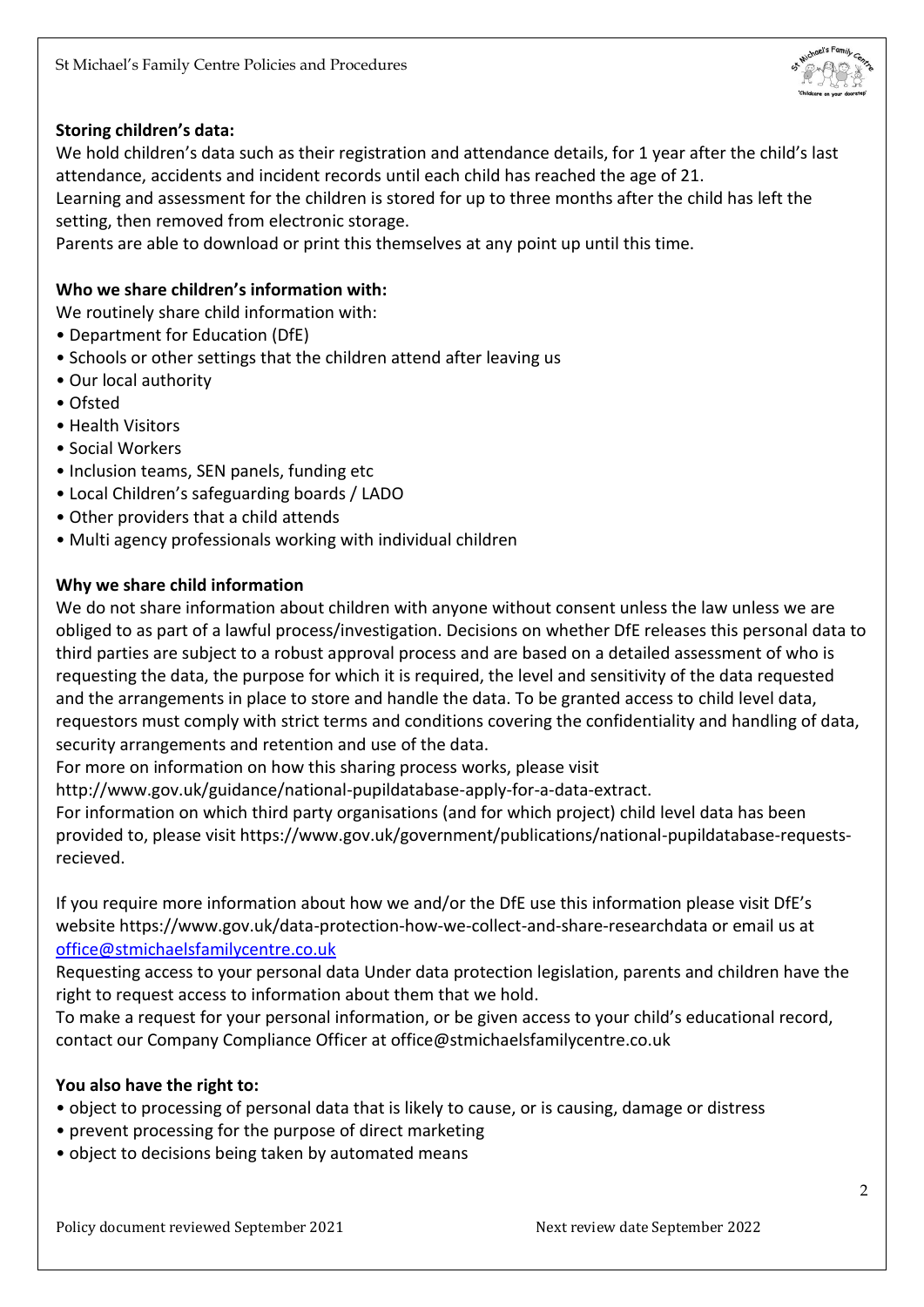**Storing children's data:**

We hold children's data such as their registration and attendance details, for 1 year after the child's last attendance, accidents and incident records until each child has reached the age of 21.
Learning and assessment for the children is stored for up to three months after the child has left the setting, then removed from electronic storage.
Parents are able to download or print this themselves at any point up until this time.

**Who we share children's information with:**

We routinely share child information with:

- Department for Education (DfE)
- Schools or other settings that the children attend after leaving us
- Our local authority
- Ofsted
- Health Visitors
- Social Workers
- Inclusion teams, SEN panels, funding etc
- Local Children's safeguarding boards / LADO
- Other providers that a child attends
- Multi agency professionals working with individual children

**Why we share child information**

We do not share information about children with anyone without consent unless the law unless we are obliged to as part of a lawful process/investigation. Decisions on whether DfE releases this personal data to third parties are subject to a robust approval process and are based on a detailed assessment of who is requesting the data, the purpose for which it is required, the level and sensitivity of the data requested and the arrangements in place to store and handle the data. To be granted access to child level data, requestors must comply with strict terms and conditions covering the confidentiality and handling of data, security arrangements and retention and use of the data.
For more on information on how this sharing process works, please visit
http://www.gov.uk/guidance/national-pupildatabase-apply-for-a-data-extract.
For information on which third party organisations (and for which project) child level data has been provided to, please visit https://www.gov.uk/government/publications/national-pupildatabase-requests-recieved.

If you require more information about how we and/or the DfE use this information please visit DfE's website https://www.gov.uk/data-protection-how-we-collect-and-share-researchdata or email us at office@stmichaelsfamilycentre.co.uk
Requesting access to your personal data Under data protection legislation, parents and children have the right to request access to information about them that we hold.
To make a request for your personal information, or be given access to your child's educational record, contact our Company Compliance Officer at office@stmichaelsfamilycentre.co.uk

**You also have the right to:**

- object to processing of personal data that is likely to cause, or is causing, damage or distress
- prevent processing for the purpose of direct marketing
- object to decisions being taken by automated means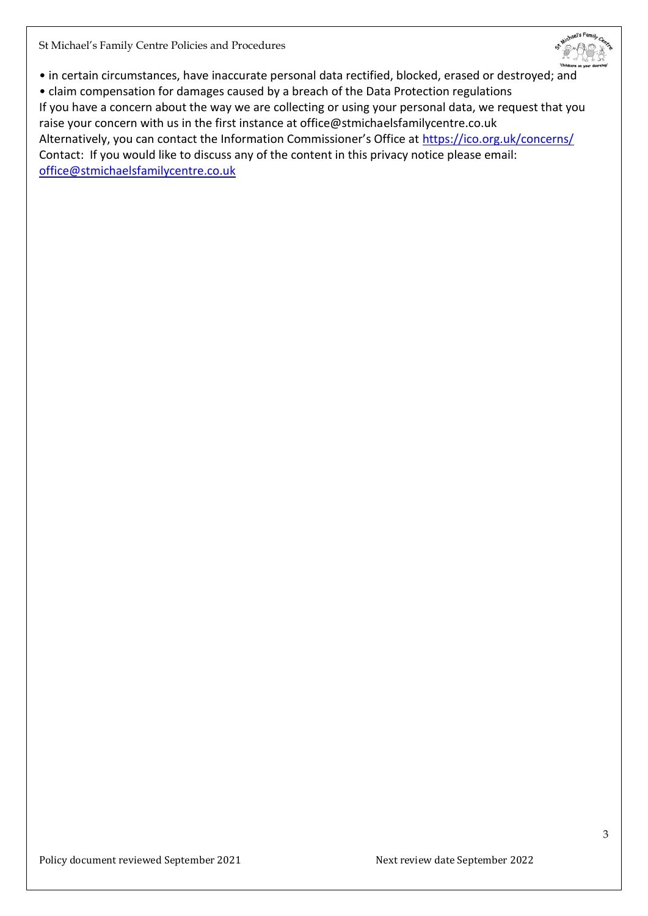- in certain circumstances, have inaccurate personal data rectified, blocked, erased or destroyed; and
- claim compensation for damages caused by a breach of the Data Protection regulations

If you have a concern about the way we are collecting or using your personal data, we request that you raise your concern with us in the first instance at office@stmichaelsfamilycentre.co.uk

Alternatively, you can contact the Information Commissioner's Office at https://ico.org.uk/concerns/

Contact: If you would like to discuss any of the content in this privacy notice please email: office@stmichaelsfamilycentre.co.uk